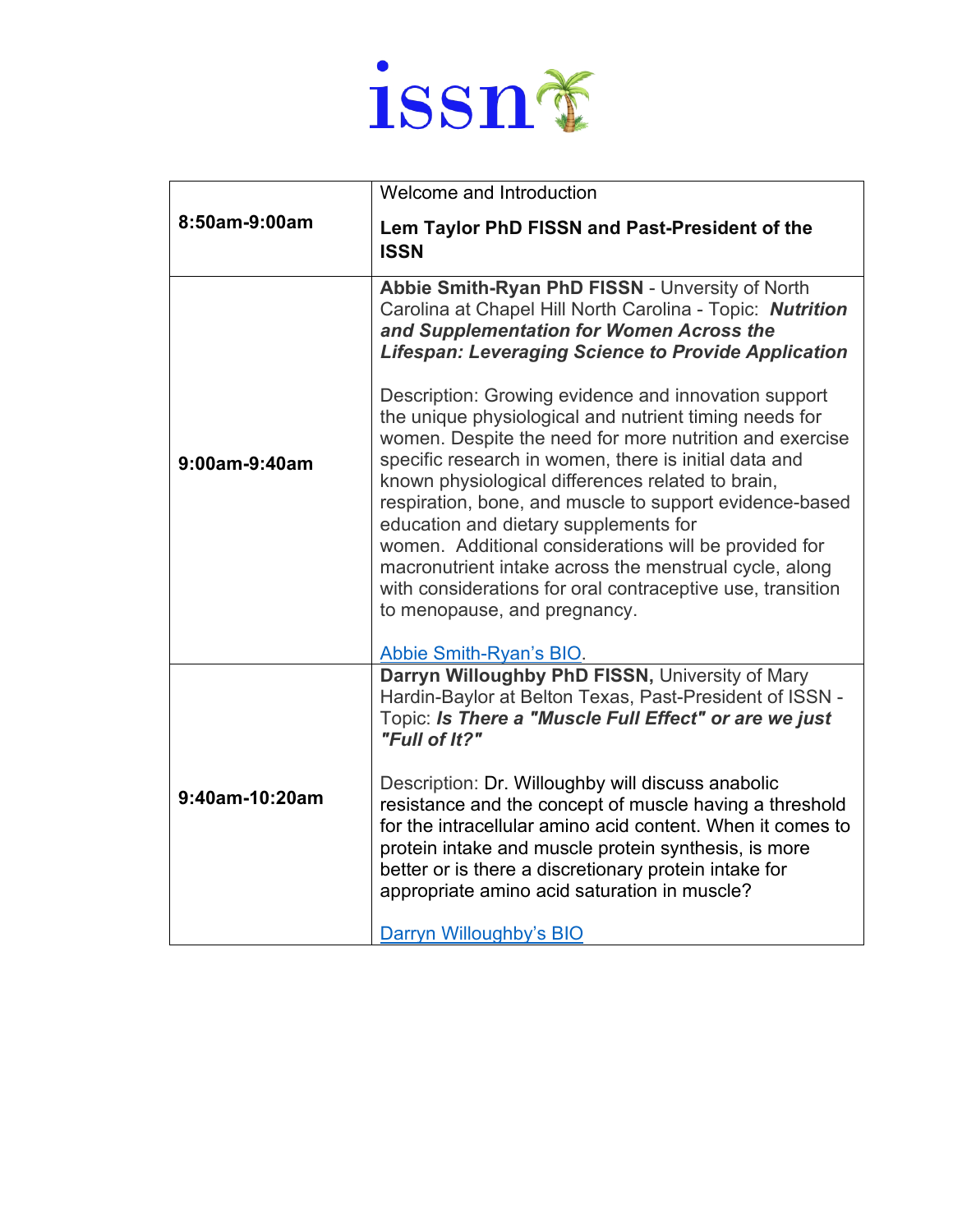issn

| | |
|---|---|
| **8:50am-9:00am** | Welcome and Introduction<br><br>**Lem Taylor PhD FISSN and Past-President of the ISSN** |
| **9:00am-9:40am** | **Abbie Smith-Ryan PhD FISSN** - Unversity of North Carolina at Chapel Hill North Carolina - Topic: ***Nutrition and Supplementation for Women Across the Lifespan: Leveraging Science to Provide Application***<br><br>Description: Growing evidence and innovation support the unique physiological and nutrient timing needs for women. Despite the need for more nutrition and exercise specific research in women, there is initial data and known physiological differences related to brain, respiration, bone, and muscle to support evidence-based education and dietary supplements for women. Additional considerations will be provided for macronutrient intake across the menstrual cycle, along with considerations for oral contraceptive use, transition to menopause, and pregnancy.<br><br>Abbie Smith-Ryan's BIO. |
| **9:40am-10:20am** | **Darryn Willoughby PhD FISSN,** University of Mary Hardin-Baylor at Belton Texas, Past-President of ISSN - Topic: ***Is There a "Muscle Full Effect" or are we just "Full of It?"***<br><br>Description: Dr. Willoughby will discuss anabolic resistance and the concept of muscle having a threshold for the intracellular amino acid content. When it comes to protein intake and muscle protein synthesis, is more better or is there a discretionary protein intake for appropriate amino acid saturation in muscle?<br><br>Darryn Willoughby's BIO |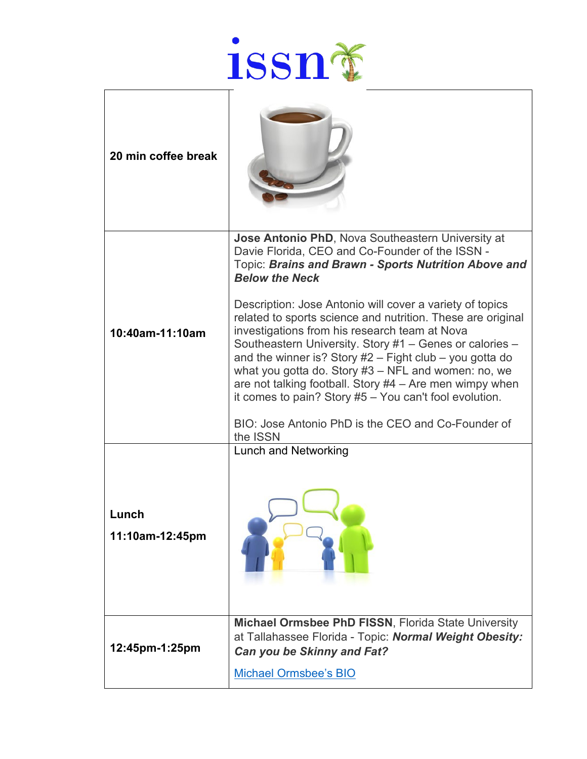| | |
|---|---|
| **20 min coffee break** | |
| **10:40am-11:10am** | **Jose Antonio PhD**, Nova Southeastern University at Davie Florida, CEO and Co-Founder of the ISSN - Topic: ***Brains and Brawn - Sports Nutrition Above and Below the Neck***<br><br>Description: Jose Antonio will cover a variety of topics related to sports science and nutrition. These are original investigations from his research team at Nova Southeastern University. Story #1 – Genes or calories – and the winner is? Story #2 – Fight club – you gotta do what you gotta do. Story #3 – NFL and women: no, we are not talking football. Story #4 – Are men wimpy when it comes to pain? Story #5 – You can't fool evolution.<br><br>BIO: Jose Antonio PhD is the CEO and Co-Founder of the ISSN |
| **Lunch**<br><br>**11:10am-12:45pm** | Lunch and Networking |
| **12:45pm-1:25pm** | **Michael Ormsbee PhD FISSN**, Florida State University at Tallahassee Florida - Topic: ***Normal Weight Obesity: Can you be Skinny and Fat?***<br><br>Michael Ormsbee's BIO |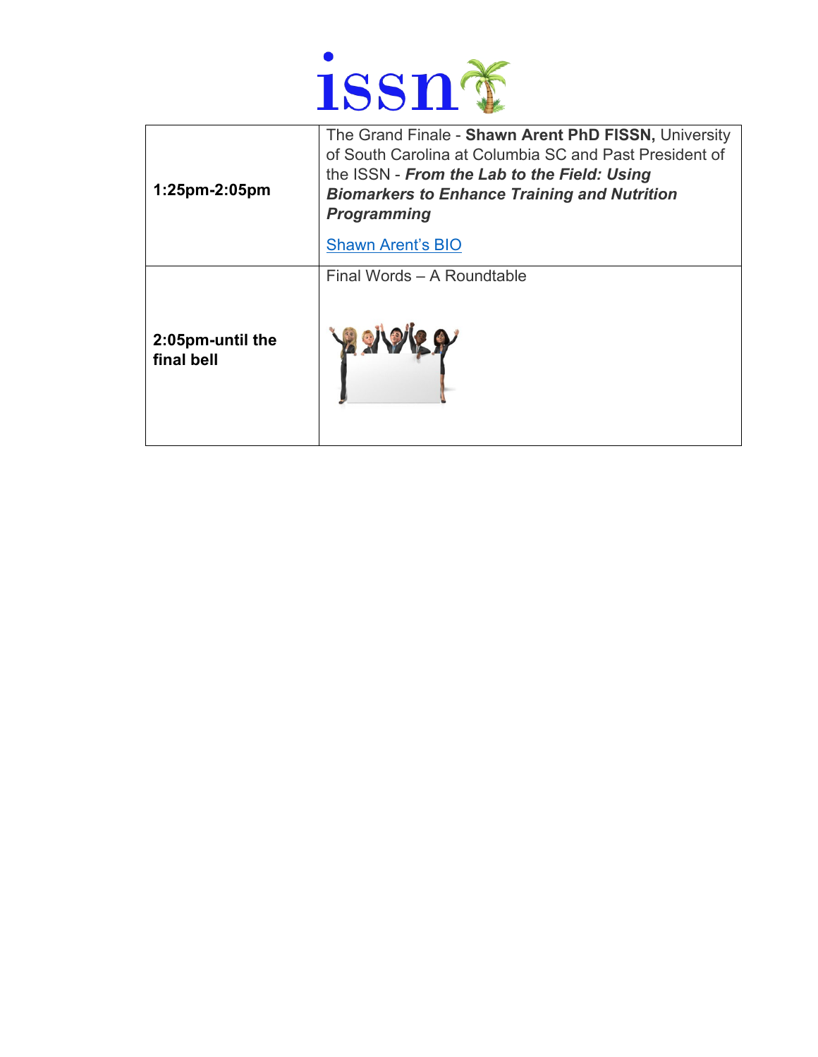issn

| | |
|---|---|
| **1:25pm-2:05pm** | The Grand Finale - **Shawn Arent PhD FISSN,** University of South Carolina at Columbia SC and Past President of the ISSN - ***From the Lab to the Field: Using Biomarkers to Enhance Training and Nutrition Programming*** <br><br> Shawn Arent's BIO |
| **2:05pm-until the final bell** | Final Words – A Roundtable |